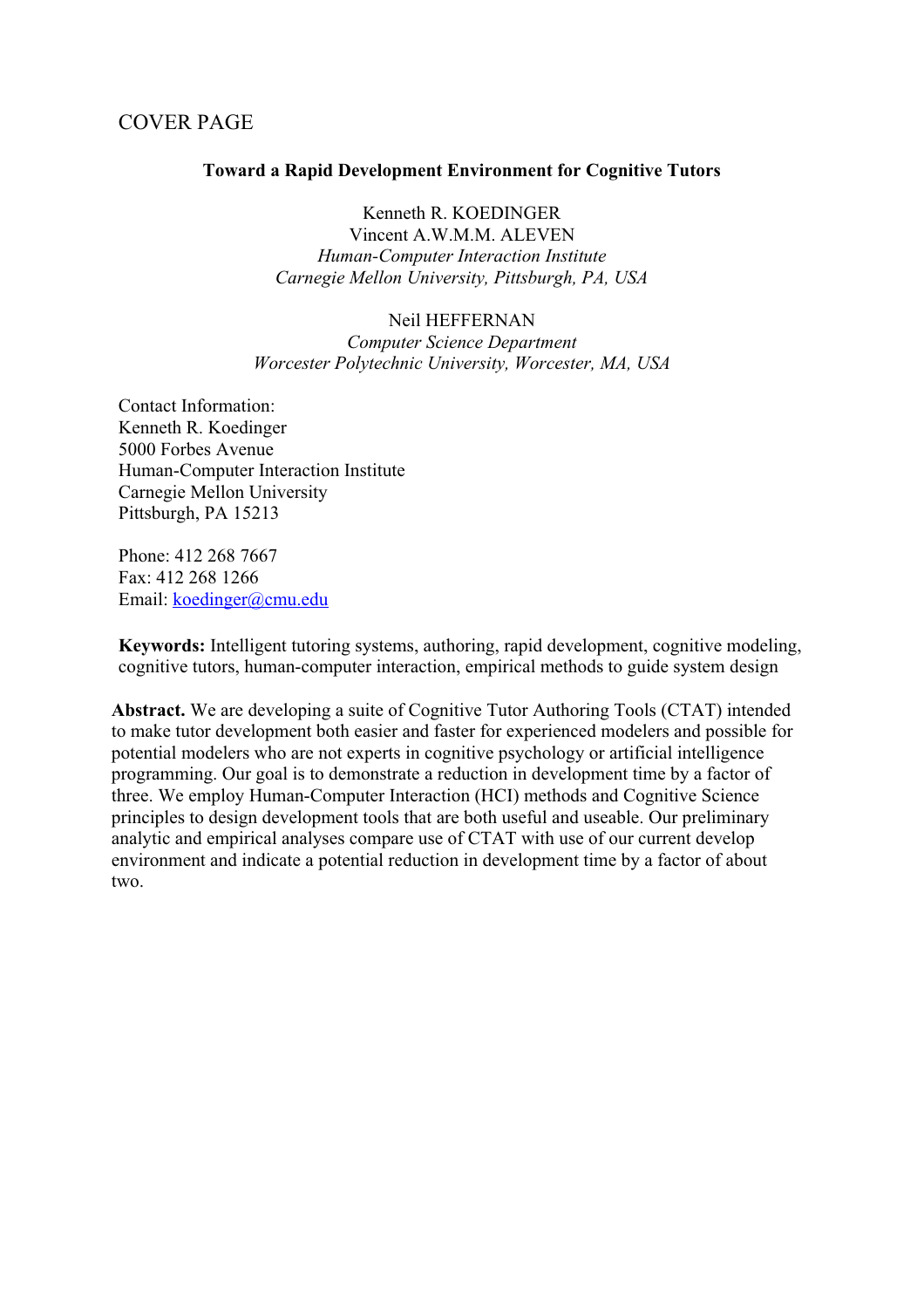COVER PAGE

**Toward a Rapid Development Environment for Cognitive Tutors**

Kenneth R. KOEDINGER
Vincent A.W.M.M. ALEVEN
*Human-Computer Interaction Institute*
*Carnegie Mellon University, Pittsburgh, PA, USA*

Neil HEFFERNAN
*Computer Science Department*
*Worcester Polytechnic University, Worcester, MA, USA*

Contact Information:
Kenneth R. Koedinger
5000 Forbes Avenue
Human-Computer Interaction Institute
Carnegie Mellon University
Pittsburgh, PA 15213

Phone: 412 268 7667
Fax: 412 268 1266
Email: koedinger@cmu.edu

**Keywords:** Intelligent tutoring systems, authoring, rapid development, cognitive modeling, cognitive tutors, human-computer interaction, empirical methods to guide system design

**Abstract.** We are developing a suite of Cognitive Tutor Authoring Tools (CTAT) intended to make tutor development both easier and faster for experienced modelers and possible for potential modelers who are not experts in cognitive psychology or artificial intelligence programming. Our goal is to demonstrate a reduction in development time by a factor of three. We employ Human-Computer Interaction (HCI) methods and Cognitive Science principles to design development tools that are both useful and useable. Our preliminary analytic and empirical analyses compare use of CTAT with use of our current develop environment and indicate a potential reduction in development time by a factor of about two.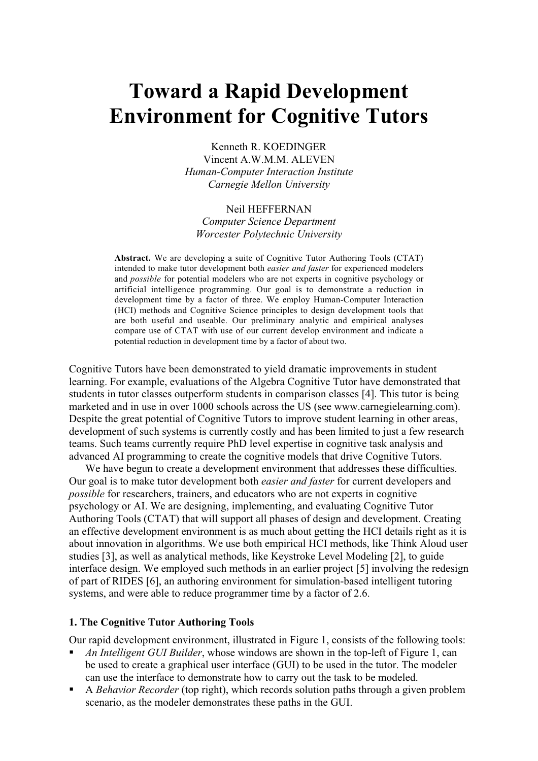# Toward a Rapid Development Environment for Cognitive Tutors

Kenneth R. KOEDINGER
Vincent A.W.M.M. ALEVEN
*Human-Computer Interaction Institute*
*Carnegie Mellon University*

Neil HEFFERNAN
*Computer Science Department*
*Worcester Polytechnic University*

**Abstract.** We are developing a suite of Cognitive Tutor Authoring Tools (CTAT) intended to make tutor development both *easier and faster* for experienced modelers and *possible* for potential modelers who are not experts in cognitive psychology or artificial intelligence programming. Our goal is to demonstrate a reduction in development time by a factor of three. We employ Human-Computer Interaction (HCI) methods and Cognitive Science principles to design development tools that are both useful and useable. Our preliminary analytic and empirical analyses compare use of CTAT with use of our current develop environment and indicate a potential reduction in development time by a factor of about two.

Cognitive Tutors have been demonstrated to yield dramatic improvements in student learning. For example, evaluations of the Algebra Cognitive Tutor have demonstrated that students in tutor classes outperform students in comparison classes [4]. This tutor is being marketed and in use in over 1000 schools across the US (see www.carnegielearning.com). Despite the great potential of Cognitive Tutors to improve student learning in other areas, development of such systems is currently costly and has been limited to just a few research teams. Such teams currently require PhD level expertise in cognitive task analysis and advanced AI programming to create the cognitive models that drive Cognitive Tutors.

We have begun to create a development environment that addresses these difficulties. Our goal is to make tutor development both *easier and faster* for current developers and *possible* for researchers, trainers, and educators who are not experts in cognitive psychology or AI. We are designing, implementing, and evaluating Cognitive Tutor Authoring Tools (CTAT) that will support all phases of design and development. Creating an effective development environment is as much about getting the HCI details right as it is about innovation in algorithms. We use both empirical HCI methods, like Think Aloud user studies [3], as well as analytical methods, like Keystroke Level Modeling [2], to guide interface design. We employed such methods in an earlier project [5] involving the redesign of part of RIDES [6], an authoring environment for simulation-based intelligent tutoring systems, and were able to reduce programmer time by a factor of 2.6.

### 1. The Cognitive Tutor Authoring Tools

Our rapid development environment, illustrated in Figure 1, consists of the following tools:

- *An Intelligent GUI Builder*, whose windows are shown in the top-left of Figure 1, can be used to create a graphical user interface (GUI) to be used in the tutor. The modeler can use the interface to demonstrate how to carry out the task to be modeled.
- A *Behavior Recorder* (top right), which records solution paths through a given problem scenario, as the modeler demonstrates these paths in the GUI.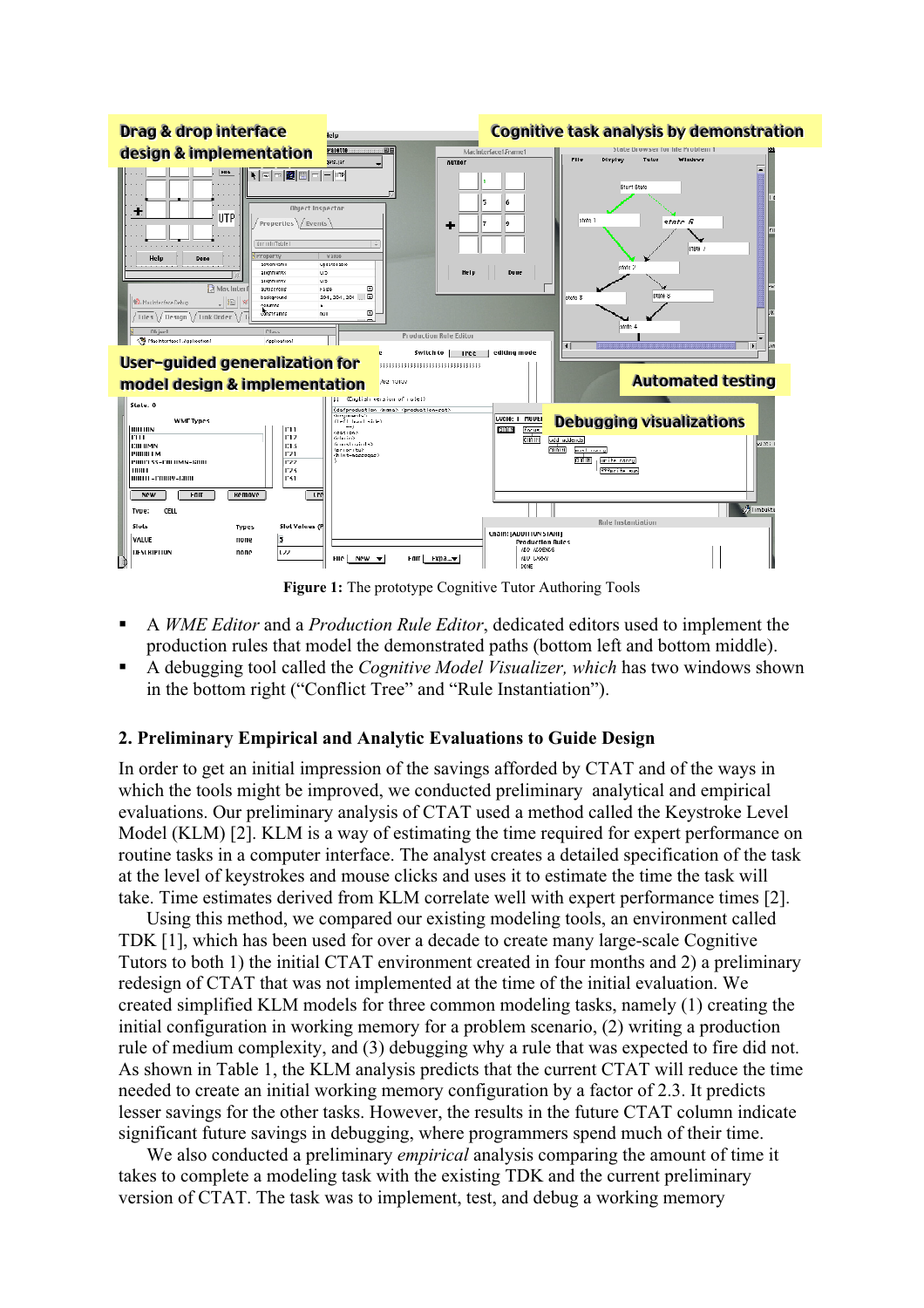**Figure 1:** The prototype Cognitive Tutor Authoring Tools

- A *WME Editor* and a *Production Rule Editor*, dedicated editors used to implement the production rules that model the demonstrated paths (bottom left and bottom middle).
- A debugging tool called the *Cognitive Model Visualizer, which* has two windows shown in the bottom right ("Conflict Tree" and "Rule Instantiation").

## 2. Preliminary Empirical and Analytic Evaluations to Guide Design

In order to get an initial impression of the savings afforded by CTAT and of the ways in which the tools might be improved, we conducted preliminary analytical and empirical evaluations. Our preliminary analysis of CTAT used a method called the Keystroke Level Model (KLM) [2]. KLM is a way of estimating the time required for expert performance on routine tasks in a computer interface. The analyst creates a detailed specification of the task at the level of keystrokes and mouse clicks and uses it to estimate the time the task will take. Time estimates derived from KLM correlate well with expert performance times [2].

Using this method, we compared our existing modeling tools, an environment called TDK [1], which has been used for over a decade to create many large-scale Cognitive Tutors to both 1) the initial CTAT environment created in four months and 2) a preliminary redesign of CTAT that was not implemented at the time of the initial evaluation. We created simplified KLM models for three common modeling tasks, namely (1) creating the initial configuration in working memory for a problem scenario, (2) writing a production rule of medium complexity, and (3) debugging why a rule that was expected to fire did not. As shown in Table 1, the KLM analysis predicts that the current CTAT will reduce the time needed to create an initial working memory configuration by a factor of 2.3. It predicts lesser savings for the other tasks. However, the results in the future CTAT column indicate significant future savings in debugging, where programmers spend much of their time.

We also conducted a preliminary *empirical* analysis comparing the amount of time it takes to complete a modeling task with the existing TDK and the current preliminary version of CTAT. The task was to implement, test, and debug a working memory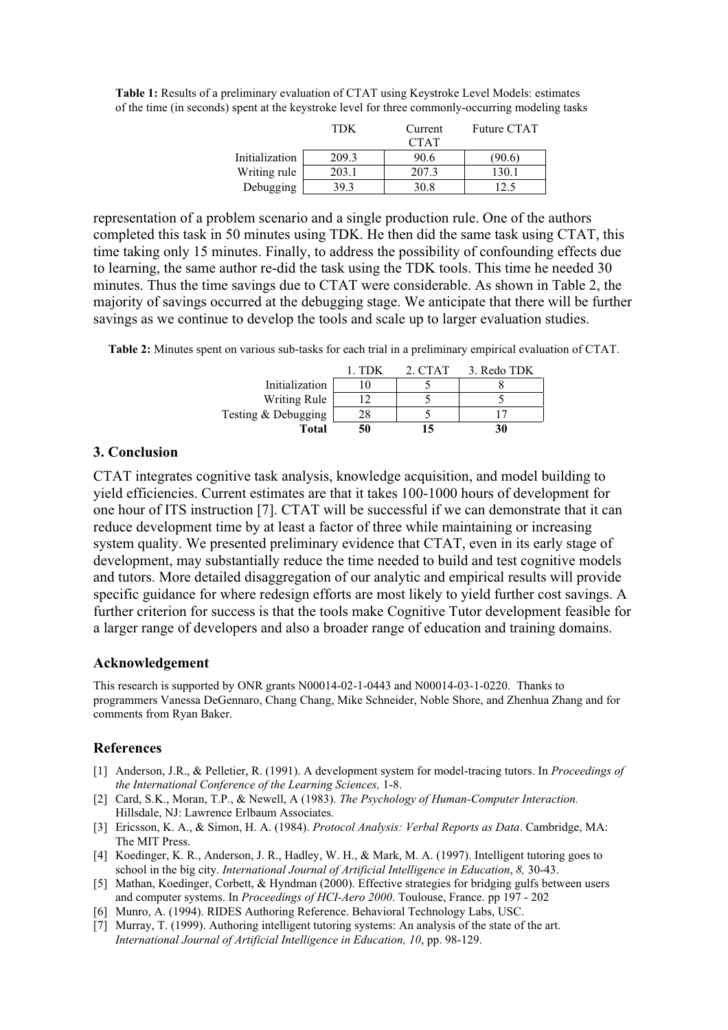**Table 1:** Results of a preliminary evaluation of CTAT using Keystroke Level Models: estimates of the time (in seconds) spent at the keystroke level for three commonly-occurring modeling tasks

| | TDK | Current CTAT | Future CTAT |
|---|---|---|---|
| Initialization | 209.3 | 90.6 | (90.6) |
| Writing rule | 203.1 | 207.3 | 130.1 |
| Debugging | 39.3 | 30.8 | 12.5 |

representation of a problem scenario and a single production rule. One of the authors completed this task in 50 minutes using TDK. He then did the same task using CTAT, this time taking only 15 minutes. Finally, to address the possibility of confounding effects due to learning, the same author re-did the task using the TDK tools. This time he needed 30 minutes. Thus the time savings due to CTAT were considerable. As shown in Table 2, the majority of savings occurred at the debugging stage. We anticipate that there will be further savings as we continue to develop the tools and scale up to larger evaluation studies.

**Table 2:** Minutes spent on various sub-tasks for each trial in a preliminary empirical evaluation of CTAT.

| | 1. TDK | 2. CTAT | 3. Redo TDK |
|---|---|---|---|
| Initialization | 10 | 5 | 8 |
| Writing Rule | 12 | 5 | 5 |
| Testing & Debugging | 28 | 5 | 17 |
| **Total** | **50** | **15** | **30** |

## 3. Conclusion

CTAT integrates cognitive task analysis, knowledge acquisition, and model building to yield efficiencies. Current estimates are that it takes 100-1000 hours of development for one hour of ITS instruction [7]. CTAT will be successful if we can demonstrate that it can reduce development time by at least a factor of three while maintaining or increasing system quality. We presented preliminary evidence that CTAT, even in its early stage of development, may substantially reduce the time needed to build and test cognitive models and tutors. More detailed disaggregation of our analytic and empirical results will provide specific guidance for where redesign efforts are most likely to yield further cost savings. A further criterion for success is that the tools make Cognitive Tutor development feasible for a larger range of developers and also a broader range of education and training domains.

### Acknowledgement

This research is supported by ONR grants N00014-02-1-0443 and N00014-03-1-0220. Thanks to programmers Vanessa DeGennaro, Chang Chang, Mike Schneider, Noble Shore, and Zhenhua Zhang and for comments from Ryan Baker.

### References

[1] Anderson, J.R., & Pelletier, R. (1991). A development system for model-tracing tutors. In *Proceedings of the International Conference of the Learning Sciences,* 1-8.

[2] Card, S.K., Moran, T.P., & Newell, A (1983). *The Psychology of Human-Computer Interaction.* Hillsdale, NJ: Lawrence Erlbaum Associates.

[3] Ericsson, K. A., & Simon, H. A. (1984). *Protocol Analysis: Verbal Reports as Data*. Cambridge, MA: The MIT Press.

[4] Koedinger, K. R., Anderson, J. R., Hadley, W. H., & Mark, M. A. (1997). Intelligent tutoring goes to school in the big city. *International Journal of Artificial Intelligence in Education*, *8,* 30-43.

[5] Mathan, Koedinger, Corbett, & Hyndman (2000). Effective strategies for bridging gulfs between users and computer systems. In *Proceedings of HCI-Aero 2000*. Toulouse, France. pp 197 - 202

[6] Munro, A. (1994). RIDES Authoring Reference. Behavioral Technology Labs, USC.

[7] Murray, T. (1999). Authoring intelligent tutoring systems: An analysis of the state of the art. *International Journal of Artificial Intelligence in Education, 10*, pp. 98-129.